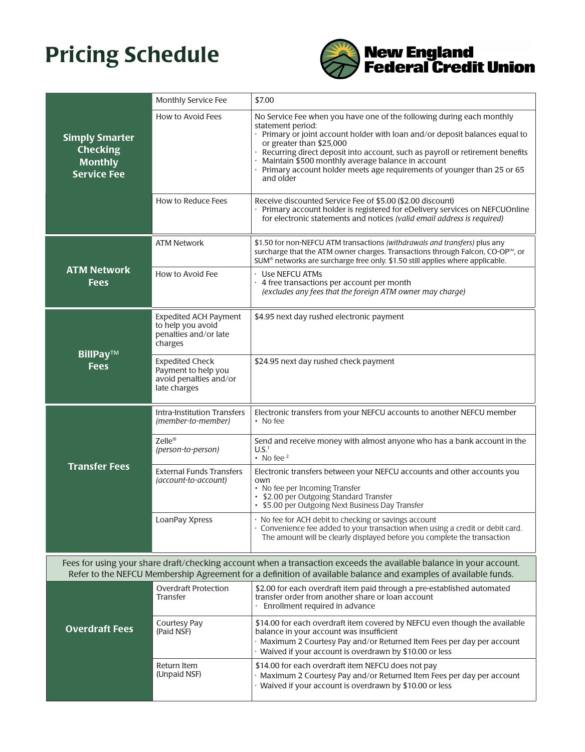# Pricing Schedule

**New England Federal Credit Union**

| Category | Item | Details |
|---|---|---|
| **Simply Smarter Checking Monthly Service Fee** | Monthly Service Fee | $7.00 |
| | How to Avoid Fees | No Service Fee when you have one of the following during each monthly statement period:<br>· Primary or joint account holder with loan and/or deposit balances equal to or greater than $25,000<br>· Recurring direct deposit into account, such as payroll or retirement benefits<br>· Maintain $500 monthly average balance in account<br>· Primary account holder meets age requirements of younger than 25 or 65 and older |
| | How to Reduce Fees | Receive discounted Service Fee of $5.00 ($2.00 discount)<br>· Primary account holder is registered for eDelivery services on NEFCUOnline for electronic statements and notices *(valid email address is required)* |
| **ATM Network Fees** | ATM Network | $1.50 for non-NEFCU ATM transactions *(withdrawals and transfers)* plus any surcharge that the ATM owner charges. Transactions through Falcon, CO-OP℠, or SUM® networks are surcharge free only. $1.50 still applies where applicable. |
| | How to Avoid Fee | · Use NEFCU ATMs<br>· 4 free transactions per account per month *(excludes any fees that the foreign ATM owner may charge)* |
| **BillPay™ Fees** | Expedited ACH Payment to help you avoid penalties and/or late charges | $4.95 next day rushed electronic payment |
| | Expedited Check Payment to help you avoid penalties and/or late charges | $24.95 next day rushed check payment |
| **Transfer Fees** | Intra-Institution Transfers *(member-to-member)* | Electronic transfers from your NEFCU accounts to another NEFCU member<br>• No fee |
| | Zelle® *(person-to-person)* | Send and receive money with almost anyone who has a bank account in the U.S.[1]<br>• No fee [2] |
| | External Funds Transfers *(account-to-account)* | Electronic transfers between your NEFCU accounts and other accounts you own<br>• No fee per Incoming Transfer<br>• $2.00 per Outgoing Standard Transfer<br>• $5.00 per Outgoing Next Business Day Transfer |
| | LoanPay Xpress | · No fee for ACH debit to checking or savings account<br>· Convenience fee added to your transaction when using a credit or debit card. The amount will be clearly displayed before you complete the transaction |

Fees for using your share draft/checking account when a transaction exceeds the available balance in your account. Refer to the NEFCU Membership Agreement for a definition of available balance and examples of available funds.

| Category | Item | Details |
|---|---|---|
| **Overdraft Fees** | Overdraft Protection Transfer | $2.00 for each overdraft item paid through a pre-established automated transfer order from another share or loan account<br>· Enrollment required in advance |
| | Courtesy Pay (Paid NSF) | $14.00 for each overdraft item covered by NEFCU even though the available balance in your account was insufficient<br>· Maximum 2 Courtesy Pay and/or Returned Item Fees per day per account<br>· Waived if your account is overdrawn by $10.00 or less |
| | Return Item (Unpaid NSF) | $14.00 for each overdraft item NEFCU does not pay<br>· Maximum 2 Courtesy Pay and/or Returned Item Fees per day per account<br>· Waived if your account is overdrawn by $10.00 or less |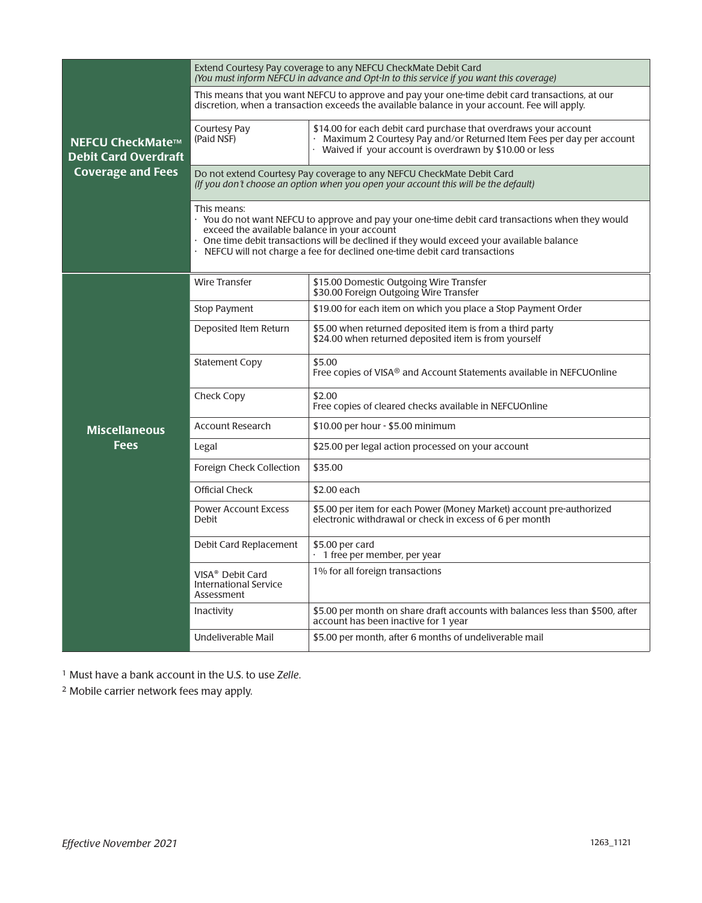| | | |
|---|---|---|
| **NEFCU CheckMate™ Debit Card Overdraft Coverage and Fees** | Extend Courtesy Pay coverage to any NEFCU CheckMate Debit Card *(You must inform NEFCU in advance and Opt-In to this service if you want this coverage)* | |
| | This means that you want NEFCU to approve and pay your one-time debit card transactions, at our discretion, when a transaction exceeds the available balance in your account. Fee will apply. | |
| | Courtesy Pay (Paid NSF) | $14.00 for each debit card purchase that overdraws your account<br>· Maximum 2 Courtesy Pay and/or Returned Item Fees per day per account<br>· Waived if your account is overdrawn by $10.00 or less |
| | Do not extend Courtesy Pay coverage to any NEFCU CheckMate Debit Card *(If you don't choose an option when you open your account this will be the default)* | |
| | This means:<br>· You do not want NEFCU to approve and pay your one-time debit card transactions when they would exceed the available balance in your account<br>· One time debit transactions will be declined if they would exceed your available balance<br>· NEFCU will not charge a fee for declined one-time debit card transactions | |
| **Miscellaneous Fees** | Wire Transfer | $15.00 Domestic Outgoing Wire Transfer<br>$30.00 Foreign Outgoing Wire Transfer |
| | Stop Payment | $19.00 for each item on which you place a Stop Payment Order |
| | Deposited Item Return | $5.00 when returned deposited item is from a third party<br>$24.00 when returned deposited item is from yourself |
| | Statement Copy | $5.00<br>Free copies of VISA® and Account Statements available in NEFCUOnline |
| | Check Copy | $2.00<br>Free copies of cleared checks available in NEFCUOnline |
| | Account Research | $10.00 per hour - $5.00 minimum |
| | Legal | $25.00 per legal action processed on your account |
| | Foreign Check Collection | $35.00 |
| | Official Check | $2.00 each |
| | Power Account Excess Debit | $5.00 per item for each Power (Money Market) account pre-authorized electronic withdrawal or check in excess of 6 per month |
| | Debit Card Replacement | $5.00 per card<br>· 1 free per member, per year |
| | VISA® Debit Card International Service Assessment | 1% for all foreign transactions |
| | Inactivity | $5.00 per month on share draft accounts with balances less than $500, after account has been inactive for 1 year |
| | Undeliverable Mail | $5.00 per month, after 6 months of undeliverable mail |

[1] Must have a bank account in the U.S. to use *Zelle*.

[2] Mobile carrier network fees may apply.

*Effective November 2021*

1263_1121